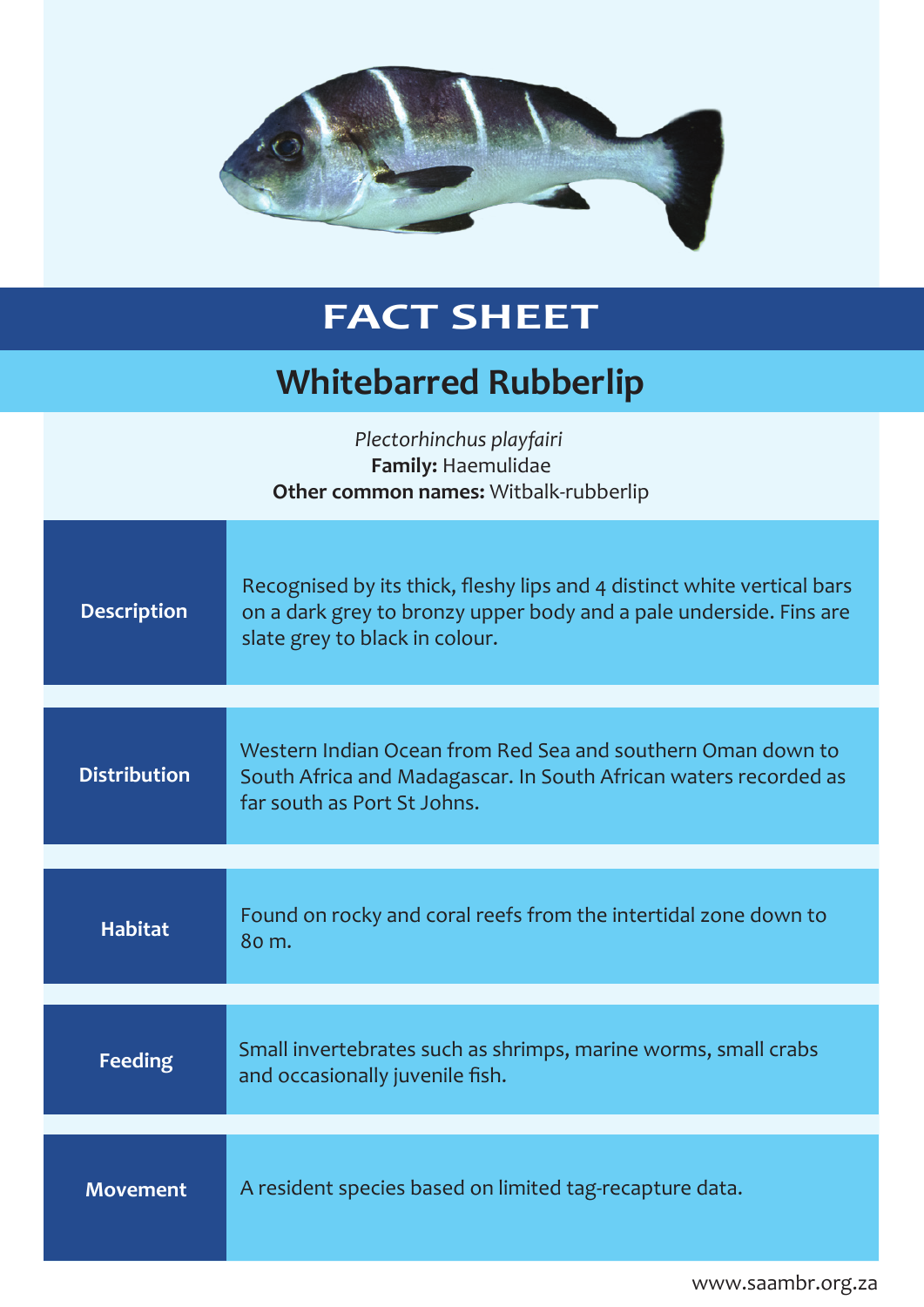# FACT SHEET

## Whitebarred Rubberlip

*Plectorhinchus playfairi*
**Family:** Haemulidae
**Other common names:** Witbalk-rubberlip

| | |
|---|---|
| **Description** | Recognised by its thick, fleshy lips and 4 distinct white vertical bars on a dark grey to bronzy upper body and a pale underside. Fins are slate grey to black in colour. |
| **Distribution** | Western Indian Ocean from Red Sea and southern Oman down to South Africa and Madagascar. In South African waters recorded as far south as Port St Johns. |
| **Habitat** | Found on rocky and coral reefs from the intertidal zone down to 80 m. |
| **Feeding** | Small invertebrates such as shrimps, marine worms, small crabs and occasionally juvenile fish. |
| **Movement** | A resident species based on limited tag-recapture data. |

www.saambr.org.za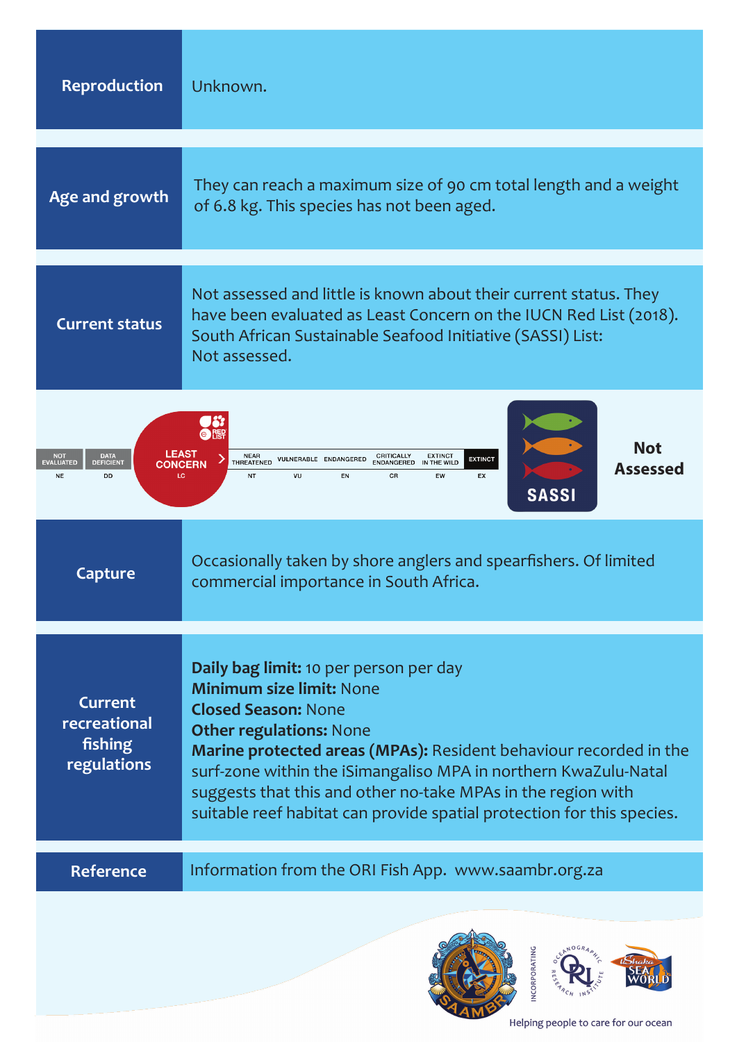| | |
|---|---|
| **Reproduction** | Unknown. |
| **Age and growth** | They can reach a maximum size of 90 cm total length and a weight of 6.8 kg. This species has not been aged. |
| **Current status** | Not assessed and little is known about their current status. They have been evaluated as Least Concern on the IUCN Red List (2018). South African Sustainable Seafood Initiative (SASSI) List: Not assessed. |

NOT EVALUATED NE | DATA DEFICIENT DD | LEAST CONCERN LC | NEAR THREATENED NT | VULNERABLE VU | ENDANGERED EN | CRITICALLY ENDANGERED CR | EXTINCT IN THE WILD EW | EXTINCT EX

SASSI

**Not Assessed**

| | |
|---|---|
| **Capture** | Occasionally taken by shore anglers and spearfishers. Of limited commercial importance in South Africa. |
| **Current recreational fishing regulations** | **Daily bag limit:** 10 per person per day<br>**Minimum size limit:** None<br>**Closed Season:** None<br>**Other regulations:** None<br>**Marine protected areas (MPAs):** Resident behaviour recorded in the surf-zone within the iSimangaliso MPA in northern KwaZulu-Natal suggests that this and other no-take MPAs in the region with suitable reef habitat can provide spatial protection for this species. |
| **Reference** | Information from the ORI Fish App. www.saambr.org.za |

Helping people to care for our ocean